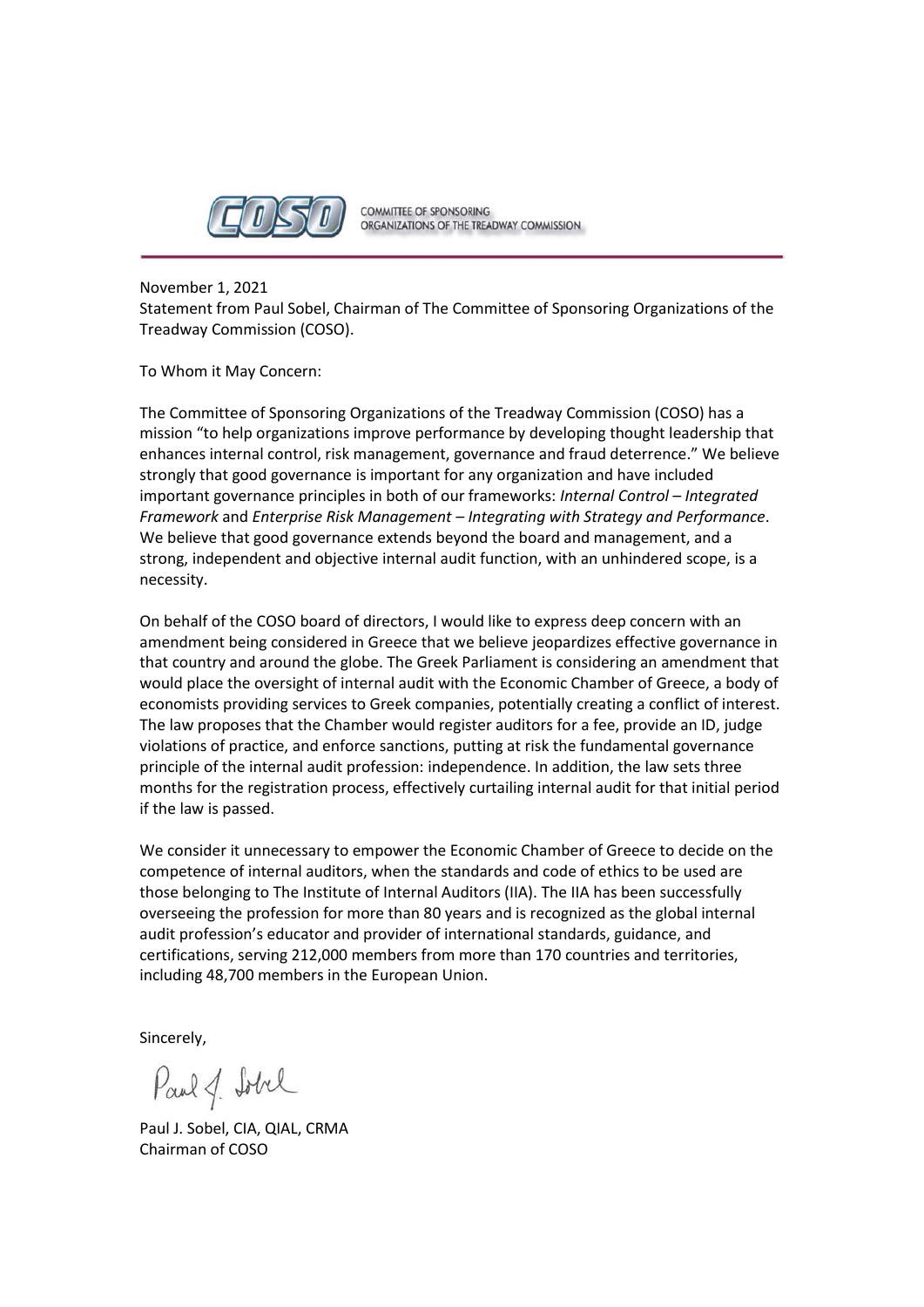COMMITTEE OF SPONSORING ORGANIZATIONS OF THE TREADWAY COMMISSION

November 1, 2021

Statement from Paul Sobel, Chairman of The Committee of Sponsoring Organizations of the Treadway Commission (COSO).

To Whom it May Concern:

The Committee of Sponsoring Organizations of the Treadway Commission (COSO) has a mission "to help organizations improve performance by developing thought leadership that enhances internal control, risk management, governance and fraud deterrence." We believe strongly that good governance is important for any organization and have included important governance principles in both of our frameworks: *Internal Control – Integrated Framework* and *Enterprise Risk Management – Integrating with Strategy and Performance*. We believe that good governance extends beyond the board and management, and a strong, independent and objective internal audit function, with an unhindered scope, is a necessity.

On behalf of the COSO board of directors, I would like to express deep concern with an amendment being considered in Greece that we believe jeopardizes effective governance in that country and around the globe. The Greek Parliament is considering an amendment that would place the oversight of internal audit with the Economic Chamber of Greece, a body of economists providing services to Greek companies, potentially creating a conflict of interest. The law proposes that the Chamber would register auditors for a fee, provide an ID, judge violations of practice, and enforce sanctions, putting at risk the fundamental governance principle of the internal audit profession: independence. In addition, the law sets three months for the registration process, effectively curtailing internal audit for that initial period if the law is passed.

We consider it unnecessary to empower the Economic Chamber of Greece to decide on the competence of internal auditors, when the standards and code of ethics to be used are those belonging to The Institute of Internal Auditors (IIA). The IIA has been successfully overseeing the profession for more than 80 years and is recognized as the global internal audit profession's educator and provider of international standards, guidance, and certifications, serving 212,000 members from more than 170 countries and territories, including 48,700 members in the European Union.

Sincerely,

Paul J. Sobel, CIA, QIAL, CRMA
Chairman of COSO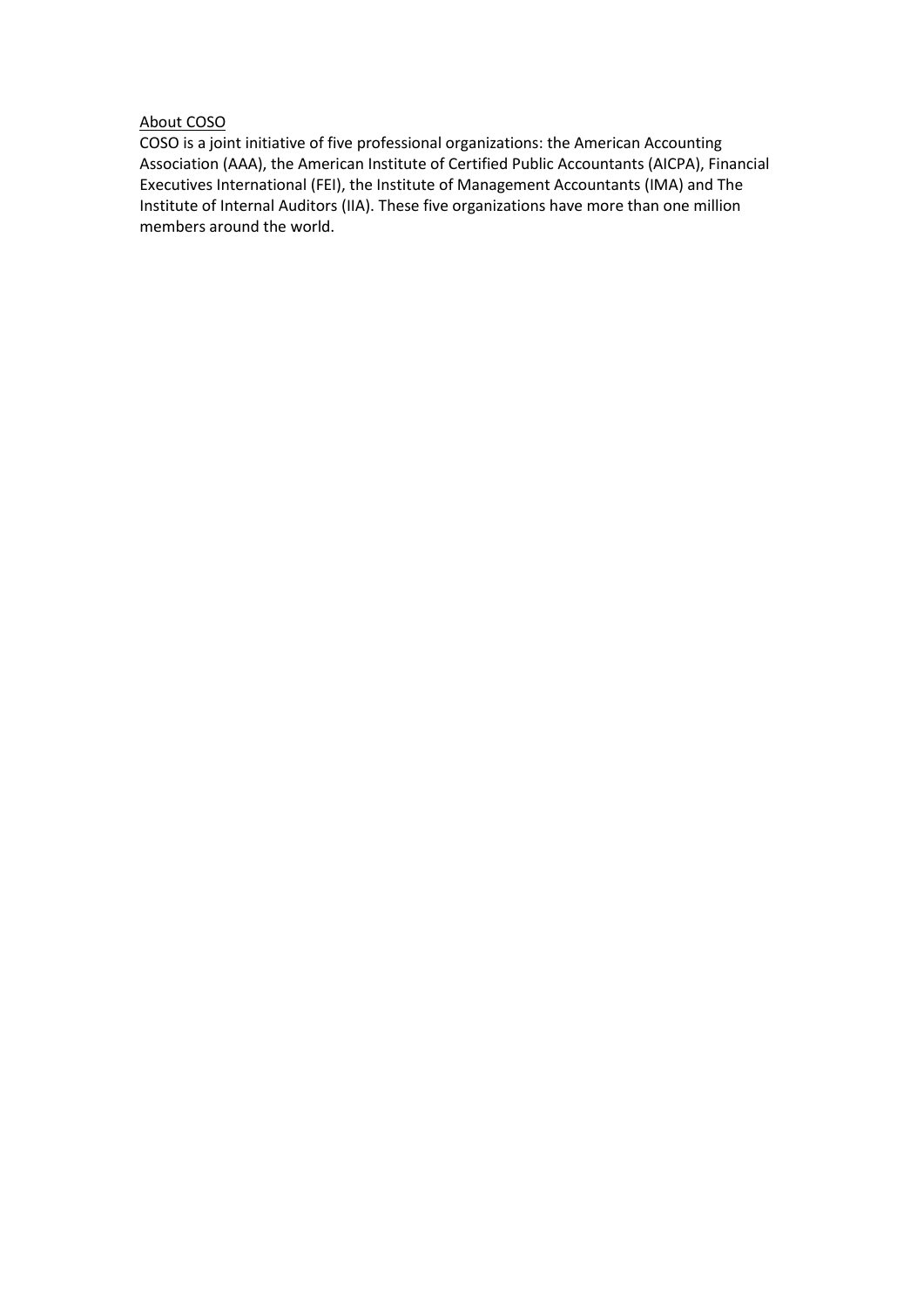About COSO

COSO is a joint initiative of five professional organizations: the American Accounting Association (AAA), the American Institute of Certified Public Accountants (AICPA), Financial Executives International (FEI), the Institute of Management Accountants (IMA) and The Institute of Internal Auditors (IIA). These five organizations have more than one million members around the world.